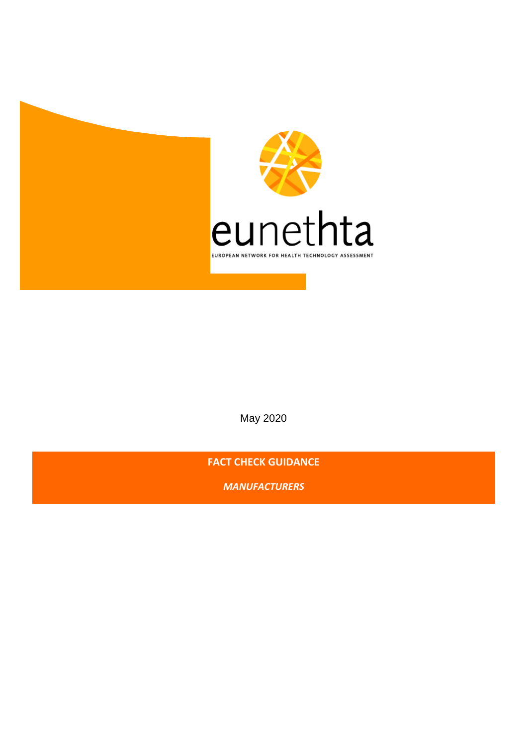eunethta

EUROPEAN NETWORK FOR HEALTH TECHNOLOGY ASSESSMENT

May 2020

# FACT CHECK GUIDANCE

***MANUFACTURERS***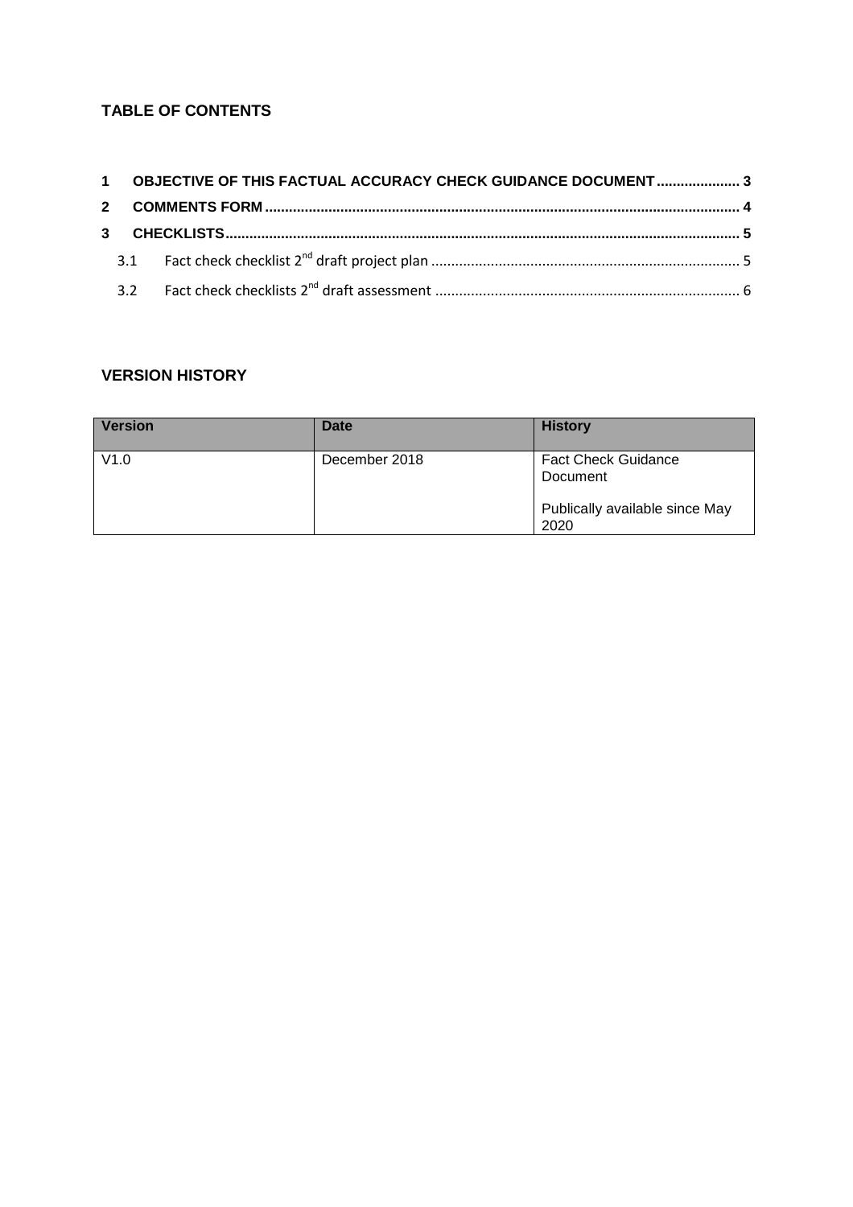## TABLE OF CONTENTS

1 OBJECTIVE OF THIS FACTUAL ACCURACY CHECK GUIDANCE DOCUMENT ..................... 3

2 COMMENTS FORM ..................................................................................................................... 4

3 CHECKLISTS ............................................................................................................................... 5

3.1 Fact check checklist 2nd draft project plan ............................................................................ 5

3.2 Fact check checklists 2nd draft assessment ........................................................................... 6

## VERSION HISTORY

| Version | Date | History |
|---|---|---|
| V1.0 | December 2018 | Fact Check Guidance Document<br><br>Publically available since May 2020 |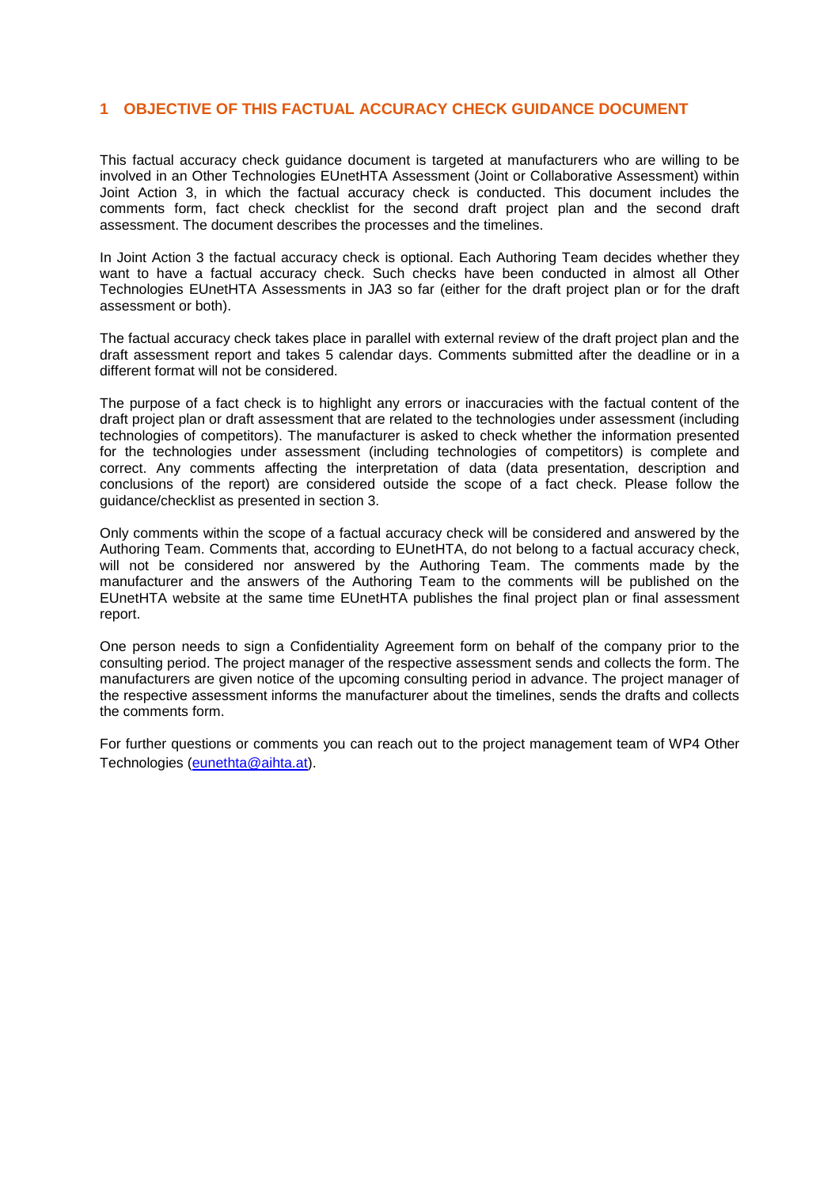# 1 OBJECTIVE OF THIS FACTUAL ACCURACY CHECK GUIDANCE DOCUMENT

This factual accuracy check guidance document is targeted at manufacturers who are willing to be involved in an Other Technologies EUnetHTA Assessment (Joint or Collaborative Assessment) within Joint Action 3, in which the factual accuracy check is conducted. This document includes the comments form, fact check checklist for the second draft project plan and the second draft assessment. The document describes the processes and the timelines.

In Joint Action 3 the factual accuracy check is optional. Each Authoring Team decides whether they want to have a factual accuracy check. Such checks have been conducted in almost all Other Technologies EUnetHTA Assessments in JA3 so far (either for the draft project plan or for the draft assessment or both).

The factual accuracy check takes place in parallel with external review of the draft project plan and the draft assessment report and takes 5 calendar days. Comments submitted after the deadline or in a different format will not be considered.

The purpose of a fact check is to highlight any errors or inaccuracies with the factual content of the draft project plan or draft assessment that are related to the technologies under assessment (including technologies of competitors). The manufacturer is asked to check whether the information presented for the technologies under assessment (including technologies of competitors) is complete and correct. Any comments affecting the interpretation of data (data presentation, description and conclusions of the report) are considered outside the scope of a fact check. Please follow the guidance/checklist as presented in section 3.

Only comments within the scope of a factual accuracy check will be considered and answered by the Authoring Team. Comments that, according to EUnetHTA, do not belong to a factual accuracy check, will not be considered nor answered by the Authoring Team. The comments made by the manufacturer and the answers of the Authoring Team to the comments will be published on the EUnetHTA website at the same time EUnetHTA publishes the final project plan or final assessment report.

One person needs to sign a Confidentiality Agreement form on behalf of the company prior to the consulting period. The project manager of the respective assessment sends and collects the form. The manufacturers are given notice of the upcoming consulting period in advance. The project manager of the respective assessment informs the manufacturer about the timelines, sends the drafts and collects the comments form.

For further questions or comments you can reach out to the project management team of WP4 Other Technologies (eunethta@aihta.at).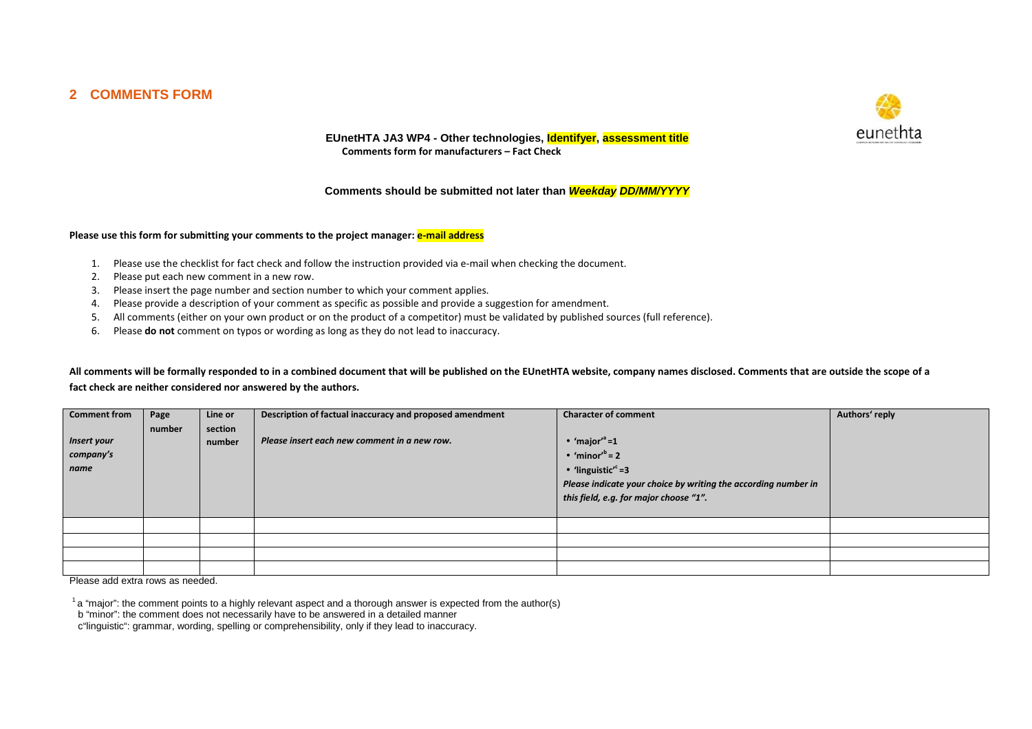## 2 COMMENTS FORM

**EUnetHTA JA3 WP4 - Other technologies, Identifyer, assessment title**
**Comments form for manufacturers – Fact Check**

**Comments should be submitted not later than *Weekday DD/MM/YYYY***

**Please use this form for submitting your comments to the project manager: e-mail address**

1. Please use the checklist for fact check and follow the instruction provided via e-mail when checking the document.
2. Please put each new comment in a new row.
3. Please insert the page number and section number to which your comment applies.
4. Please provide a description of your comment as specific as possible and provide a suggestion for amendment.
5. All comments (either on your own product or on the product of a competitor) must be validated by published sources (full reference).
6. Please **do not** comment on typos or wording as long as they do not lead to inaccuracy.

**All comments will be formally responded to in a combined document that will be published on the EUnetHTA website, company names disclosed. Comments that are outside the scope of a fact check are neither considered nor answered by the authors.**

| **Comment from**<br><br>***Insert your company's name*** | **Page number** | **Line or section number** | **Description of factual inaccuracy and proposed amendment**<br><br>***Please insert each new comment in a new row.*** | **Character of comment**<br><br>• **'major'[a] =1**<br>• **'minor'[b] = 2**<br>• **'linguistic'[c] =3**<br>***Please indicate your choice by writing the according number in this field, e.g. for major choose "1".*** | **Authors' reply** |
|---|---|---|---|---|---|
| | | | | | |
| | | | | | |
| | | | | | |
| | | | | | |

Please add extra rows as needed.

[1] a "major": the comment points to a highly relevant aspect and a thorough answer is expected from the author(s)
b "minor": the comment does not necessarily have to be answered in a detailed manner
c "linguistic": grammar, wording, spelling or comprehensibility, only if they lead to inaccuracy.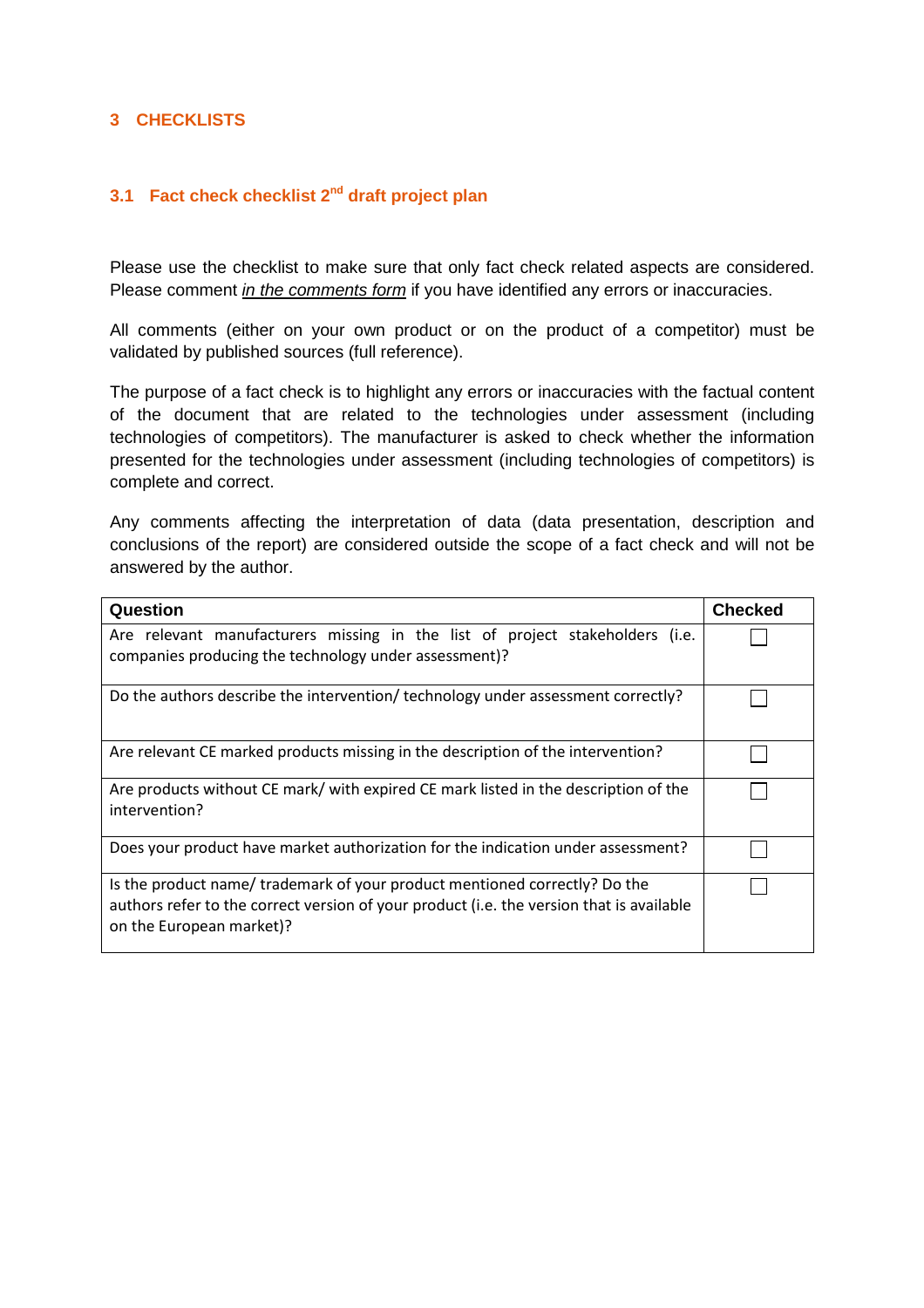# 3 CHECKLISTS

## 3.1 Fact check checklist 2nd draft project plan

Please use the checklist to make sure that only fact check related aspects are considered. Please comment *in the comments form* if you have identified any errors or inaccuracies.

All comments (either on your own product or on the product of a competitor) must be validated by published sources (full reference).

The purpose of a fact check is to highlight any errors or inaccuracies with the factual content of the document that are related to the technologies under assessment (including technologies of competitors). The manufacturer is asked to check whether the information presented for the technologies under assessment (including technologies of competitors) is complete and correct.

Any comments affecting the interpretation of data (data presentation, description and conclusions of the report) are considered outside the scope of a fact check and will not be answered by the author.

| Question | Checked |
|---|---|
| Are relevant manufacturers missing in the list of project stakeholders (i.e. companies producing the technology under assessment)? | ☐ |
| Do the authors describe the intervention/ technology under assessment correctly? | ☐ |
| Are relevant CE marked products missing in the description of the intervention? | ☐ |
| Are products without CE mark/ with expired CE mark listed in the description of the intervention? | ☐ |
| Does your product have market authorization for the indication under assessment? | ☐ |
| Is the product name/ trademark of your product mentioned correctly? Do the authors refer to the correct version of your product (i.e. the version that is available on the European market)? | ☐ |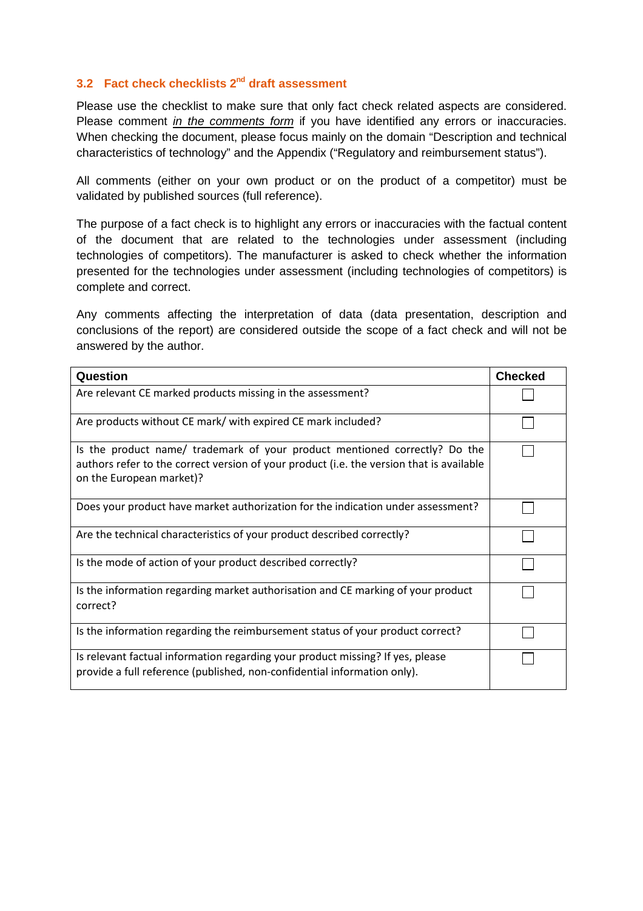### 3.2 Fact check checklists 2nd draft assessment

Please use the checklist to make sure that only fact check related aspects are considered. Please comment *in the comments form* if you have identified any errors or inaccuracies. When checking the document, please focus mainly on the domain "Description and technical characteristics of technology" and the Appendix ("Regulatory and reimbursement status").

All comments (either on your own product or on the product of a competitor) must be validated by published sources (full reference).

The purpose of a fact check is to highlight any errors or inaccuracies with the factual content of the document that are related to the technologies under assessment (including technologies of competitors). The manufacturer is asked to check whether the information presented for the technologies under assessment (including technologies of competitors) is complete and correct.

Any comments affecting the interpretation of data (data presentation, description and conclusions of the report) are considered outside the scope of a fact check and will not be answered by the author.

| Question | Checked |
|---|---|
| Are relevant CE marked products missing in the assessment? | ☐ |
| Are products without CE mark/ with expired CE mark included? | ☐ |
| Is the product name/ trademark of your product mentioned correctly? Do the authors refer to the correct version of your product (i.e. the version that is available on the European market)? | ☐ |
| Does your product have market authorization for the indication under assessment? | ☐ |
| Are the technical characteristics of your product described correctly? | ☐ |
| Is the mode of action of your product described correctly? | ☐ |
| Is the information regarding market authorisation and CE marking of your product correct? | ☐ |
| Is the information regarding the reimbursement status of your product correct? | ☐ |
| Is relevant factual information regarding your product missing? If yes, please provide a full reference (published, non-confidential information only). | ☐ |